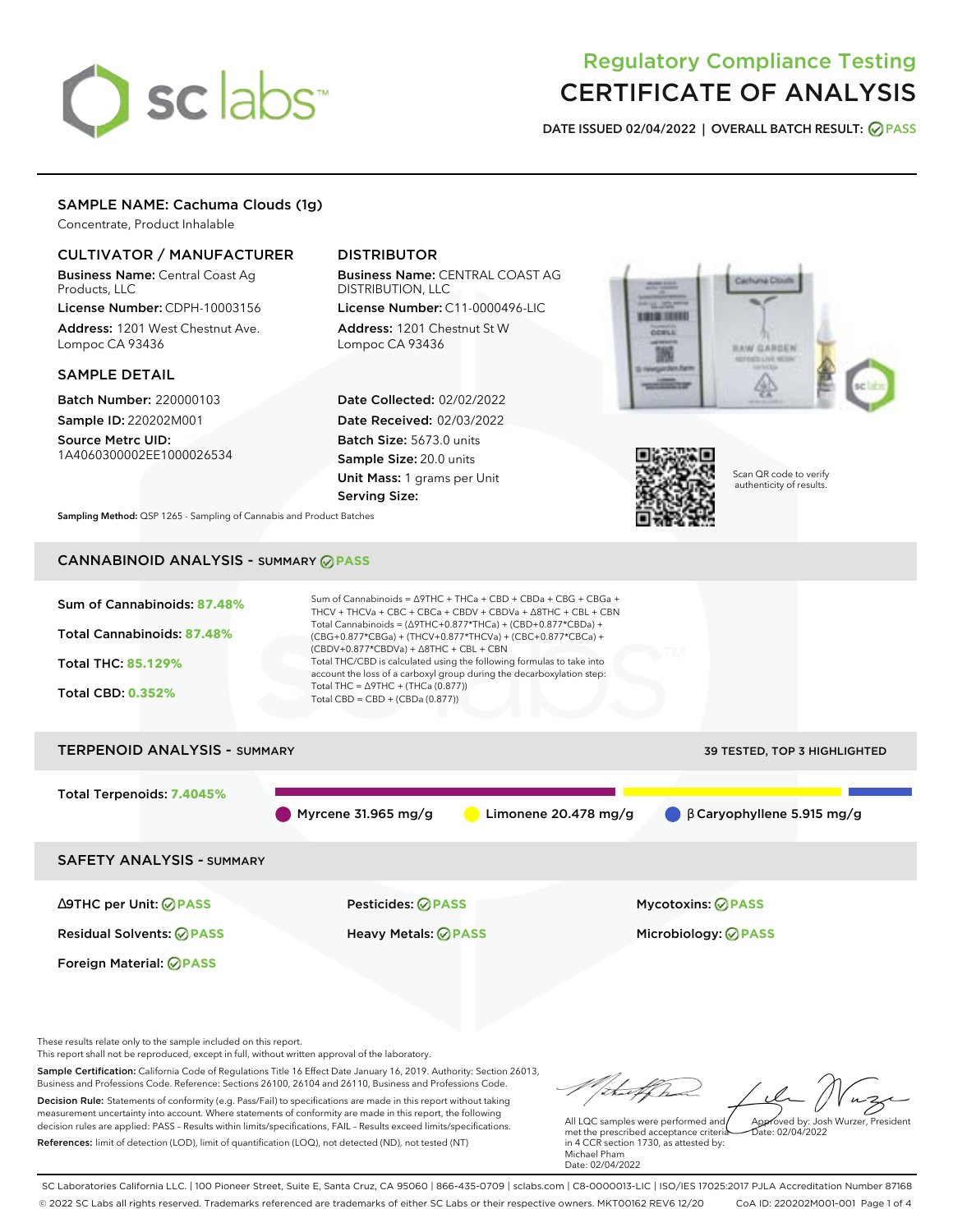# Regulatory Compliance Testing
# CERTIFICATE OF ANALYSIS

**DATE ISSUED 02/04/2022 | OVERALL BATCH RESULT: PASS**

## SAMPLE NAME: Cachuma Clouds (1g)

Concentrate, Product Inhalable

### CULTIVATOR / MANUFACTURER

**Business Name:** Central Coast Ag Products, LLC

**License Number:** CDPH-10003156

**Address:** 1201 West Chestnut Ave. Lompoc CA 93436

### DISTRIBUTOR

**Business Name:** CENTRAL COAST AG DISTRIBUTION, LLC

**License Number:** C11-0000496-LIC

**Address:** 1201 Chestnut St W Lompoc CA 93436

### SAMPLE DETAIL

**Batch Number:** 220000103

**Sample ID:** 220202M001

**Source Metrc UID:** 1A4060300002EE1000026534

**Date Collected:** 02/02/2022

**Date Received:** 02/03/2022

**Batch Size:** 5673.0 units

**Sample Size:** 20.0 units

**Unit Mass:** 1 grams per Unit

**Serving Size:**

Scan QR code to verify authenticity of results.

**Sampling Method:** QSP 1265 - Sampling of Cannabis and Product Batches

## CANNABINOID ANALYSIS - SUMMARY PASS

**Sum of Cannabinoids: 87.48%**

**Total Cannabinoids: 87.48%**

**Total THC: 85.129%**

**Total CBD: 0.352%**

Sum of Cannabinoids = Δ9THC + THCa + CBD + CBDa + CBG + CBGa + THCV + THCVa + CBC + CBCa + CBDV + CBDVa + Δ8THC + CBL + CBN

Total Cannabinoids = (Δ9THC+0.877*THCa) + (CBD+0.877*CBDa) + (CBG+0.877*CBGa) + (THCV+0.877*THCVa) + (CBC+0.877*CBCa) + (CBDV+0.877*CBDVa) + Δ8THC + CBL + CBN

Total THC/CBD is calculated using the following formulas to take into account the loss of a carboxyl group during the decarboxylation step:

Total THC = Δ9THC + (THCa (0.877))

Total CBD = CBD + (CBDa (0.877))

## TERPENOID ANALYSIS - SUMMARY

39 TESTED, TOP 3 HIGHLIGHTED

**Total Terpenoids: 7.4045%**

Myrcene 31.965 mg/g | Limonene 20.478 mg/g | β Caryophyllene 5.915 mg/g

## SAFETY ANALYSIS - SUMMARY

| | | |
|---|---|---|
| Δ9THC per Unit: PASS | Pesticides: PASS | Mycotoxins: PASS |
| Residual Solvents: PASS | Heavy Metals: PASS | Microbiology: PASS |
| Foreign Material: PASS | | |

These results relate only to the sample included on this report.
This report shall not be reproduced, except in full, without written approval of the laboratory.

**Sample Certification:** California Code of Regulations Title 16 Effect Date January 16, 2019. Authority: Section 26013, Business and Professions Code. Reference: Sections 26100, 26104 and 26110, Business and Professions Code.

**Decision Rule:** Statements of conformity (e.g. Pass/Fail) to specifications are made in this report without taking measurement uncertainty into account. Where statements of conformity are made in this report, the following decision rules are applied: PASS – Results within limits/specifications, FAIL – Results exceed limits/specifications.

**References:** limit of detection (LOD), limit of quantification (LOQ), not detected (ND), not tested (NT)

All LQC samples were performed and met the prescribed acceptance criteria in 4 CCR section 1730, as attested by: Michael Pham
Date: 02/04/2022

Approved by: Josh Wurzer, President
Date: 02/04/2022

SC Laboratories California LLC. | 100 Pioneer Street, Suite E, Santa Cruz, CA 95060 | 866-435-0709 | sclabs.com | C8-0000013-LIC | ISO/IES 17025:2017 PJLA Accreditation Number 87168
© 2022 SC Labs all rights reserved. Trademarks referenced are trademarks of either SC Labs or their respective owners. MKT00162 REV6 12/20 CoA ID: 220202M001-001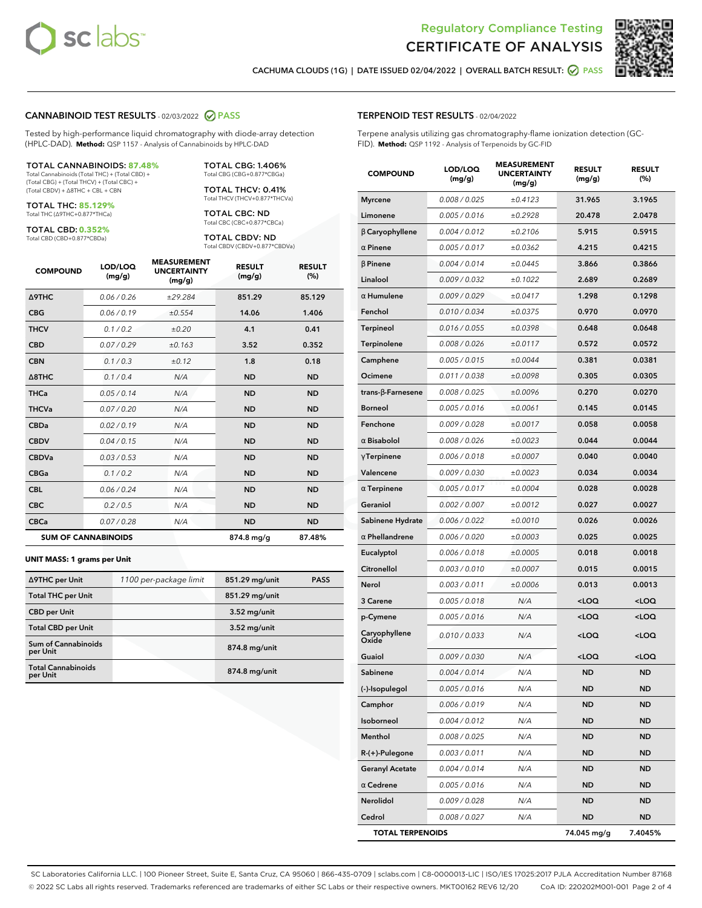# Regulatory Compliance Testing
# CERTIFICATE OF ANALYSIS

CACHUMA CLOUDS (1G) | DATE ISSUED 02/04/2022 | OVERALL BATCH RESULT: PASS

## CANNABINOID TEST RESULTS - 02/03/2022 PASS

Tested by high-performance liquid chromatography with diode-array detection (HPLC-DAD). **Method:** QSP 1157 - Analysis of Cannabinoids by HPLC-DAD

**TOTAL CANNABINOIDS: 87.48%**
Total Cannabinoids (Total THC) + (Total CBD) + (Total CBG) + (Total THCV) + (Total CBC) + (Total CBDV) + Δ8THC + CBL + CBN

**TOTAL THC: 85.129%**
Total THC (Δ9THC+0.877*THCa)

**TOTAL CBD: 0.352%**
Total CBD (CBD+0.877*CBDa)

**TOTAL CBG: 1.406%**
Total CBG (CBG+0.877*CBGa)

**TOTAL THCV: 0.41%**
Total THCV (THCV+0.877*THCVa)

**TOTAL CBC: ND**
Total CBC (CBC+0.877*CBCa)

**TOTAL CBDV: ND**
Total CBDV (CBDV+0.877*CBDVa)

| COMPOUND | LOD/LOQ (mg/g) | MEASUREMENT UNCERTAINTY (mg/g) | RESULT (mg/g) | RESULT (%) |
|---|---|---|---|---|
| Δ9THC | 0.06 / 0.26 | ±29.284 | 851.29 | 85.129 |
| CBG | 0.06 / 0.19 | ±0.554 | 14.06 | 1.406 |
| THCV | 0.1 / 0.2 | ±0.20 | 4.1 | 0.41 |
| CBD | 0.07 / 0.29 | ±0.163 | 3.52 | 0.352 |
| CBN | 0.1 / 0.3 | ±0.12 | 1.8 | 0.18 |
| Δ8THC | 0.1 / 0.4 | N/A | ND | ND |
| THCa | 0.05 / 0.14 | N/A | ND | ND |
| THCVa | 0.07 / 0.20 | N/A | ND | ND |
| CBDa | 0.02 / 0.19 | N/A | ND | ND |
| CBDV | 0.04 / 0.15 | N/A | ND | ND |
| CBDVa | 0.03 / 0.53 | N/A | ND | ND |
| CBGa | 0.1 / 0.2 | N/A | ND | ND |
| CBL | 0.06 / 0.24 | N/A | ND | ND |
| CBC | 0.2 / 0.5 | N/A | ND | ND |
| CBCa | 0.07 / 0.28 | N/A | ND | ND |
| **SUM OF CANNABINOIDS** | | | 874.8 mg/g | 87.48% |

**UNIT MASS: 1 grams per Unit**

| | | | |
|---|---|---|---|
| Δ9THC per Unit | 1100 per-package limit | 851.29 mg/unit | PASS |
| Total THC per Unit | | 851.29 mg/unit | |
| CBD per Unit | | 3.52 mg/unit | |
| Total CBD per Unit | | 3.52 mg/unit | |
| Sum of Cannabinoids per Unit | | 874.8 mg/unit | |
| Total Cannabinoids per Unit | | 874.8 mg/unit | |

## TERPENOID TEST RESULTS - 02/04/2022

Terpene analysis utilizing gas chromatography-flame ionization detection (GC-FID). **Method:** QSP 1192 - Analysis of Terpenoids by GC-FID

| COMPOUND | LOD/LOQ (mg/g) | MEASUREMENT UNCERTAINTY (mg/g) | RESULT (mg/g) | RESULT (%) |
|---|---|---|---|---|
| Myrcene | 0.008 / 0.025 | ±0.4123 | 31.965 | 3.1965 |
| Limonene | 0.005 / 0.016 | ±0.2928 | 20.478 | 2.0478 |
| β Caryophyllene | 0.004 / 0.012 | ±0.2106 | 5.915 | 0.5915 |
| α Pinene | 0.005 / 0.017 | ±0.0362 | 4.215 | 0.4215 |
| β Pinene | 0.004 / 0.014 | ±0.0445 | 3.866 | 0.3866 |
| Linalool | 0.009 / 0.032 | ±0.1022 | 2.689 | 0.2689 |
| α Humulene | 0.009 / 0.029 | ±0.0417 | 1.298 | 0.1298 |
| Fenchol | 0.010 / 0.034 | ±0.0375 | 0.970 | 0.0970 |
| Terpineol | 0.016 / 0.055 | ±0.0398 | 0.648 | 0.0648 |
| Terpinolene | 0.008 / 0.026 | ±0.0117 | 0.572 | 0.0572 |
| Camphene | 0.005 / 0.015 | ±0.0044 | 0.381 | 0.0381 |
| Ocimene | 0.011 / 0.038 | ±0.0098 | 0.305 | 0.0305 |
| trans-β-Farnesene | 0.008 / 0.025 | ±0.0096 | 0.270 | 0.0270 |
| Borneol | 0.005 / 0.016 | ±0.0061 | 0.145 | 0.0145 |
| Fenchone | 0.009 / 0.028 | ±0.0017 | 0.058 | 0.0058 |
| α Bisabolol | 0.008 / 0.026 | ±0.0023 | 0.044 | 0.0044 |
| γTerpinene | 0.006 / 0.018 | ±0.0007 | 0.040 | 0.0040 |
| Valencene | 0.009 / 0.030 | ±0.0023 | 0.034 | 0.0034 |
| α Terpinene | 0.005 / 0.017 | ±0.0004 | 0.028 | 0.0028 |
| Geraniol | 0.002 / 0.007 | ±0.0012 | 0.027 | 0.0027 |
| Sabinene Hydrate | 0.006 / 0.022 | ±0.0010 | 0.026 | 0.0026 |
| α Phellandrene | 0.006 / 0.020 | ±0.0003 | 0.025 | 0.0025 |
| Eucalyptol | 0.006 / 0.018 | ±0.0005 | 0.018 | 0.0018 |
| Citronellol | 0.003 / 0.010 | ±0.0007 | 0.015 | 0.0015 |
| Nerol | 0.003 / 0.011 | ±0.0006 | 0.013 | 0.0013 |
| 3 Carene | 0.005 / 0.018 | N/A | <LOQ | <LOQ |
| p-Cymene | 0.005 / 0.016 | N/A | <LOQ | <LOQ |
| Caryophyllene Oxide | 0.010 / 0.033 | N/A | <LOQ | <LOQ |
| Guaiol | 0.009 / 0.030 | N/A | <LOQ | <LOQ |
| Sabinene | 0.004 / 0.014 | N/A | ND | ND |
| (-)-Isopulegol | 0.005 / 0.016 | N/A | ND | ND |
| Camphor | 0.006 / 0.019 | N/A | ND | ND |
| Isoborneol | 0.004 / 0.012 | N/A | ND | ND |
| Menthol | 0.008 / 0.025 | N/A | ND | ND |
| R-(+)-Pulegone | 0.003 / 0.011 | N/A | ND | ND |
| Geranyl Acetate | 0.004 / 0.014 | N/A | ND | ND |
| α Cedrene | 0.005 / 0.016 | N/A | ND | ND |
| Nerolidol | 0.009 / 0.028 | N/A | ND | ND |
| Cedrol | 0.008 / 0.027 | N/A | ND | ND |
| **TOTAL TERPENOIDS** | | | 74.045 mg/g | 7.4045% |

SC Laboratories California LLC. | 100 Pioneer Street, Suite E, Santa Cruz, CA 95060 | 866-435-0709 | sclabs.com | C8-0000013-LIC | ISO/IES 17025:2017 PJLA Accreditation Number 87168
© 2022 SC Labs all rights reserved. Trademarks referenced are trademarks of either SC Labs or their respective owners. MKT00162 REV6 12/20 CoA ID: 220202M001-001